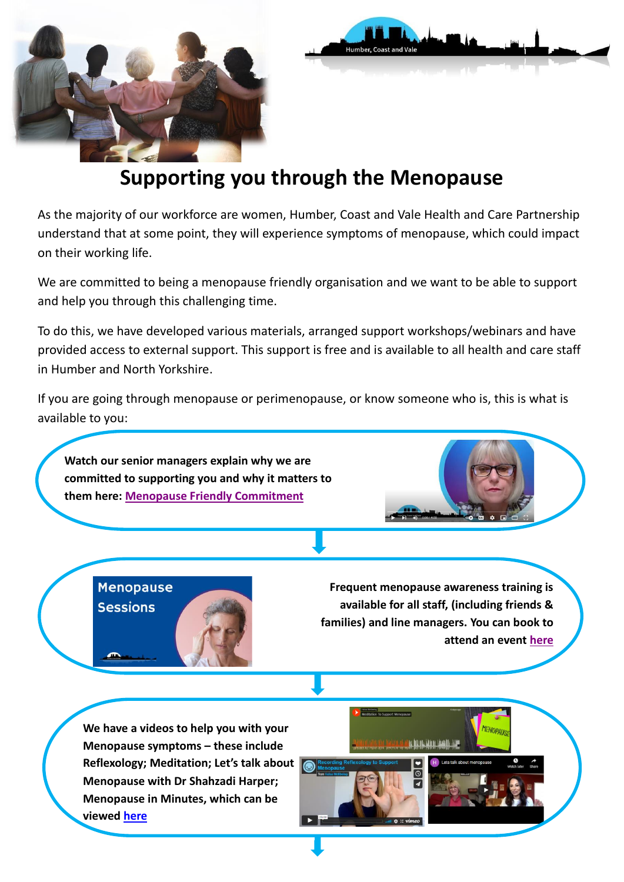# Supporting you through the Menopause

As the majority of our workforce are women, Humber, Coast and Vale Health and Care Partnership understand that at some point, they will experience symptoms of menopause, which could impact on their working life.

We are committed to being a menopause friendly organisation and we want to be able to support and help you through this challenging time.

To do this, we have developed various materials, arranged support workshops/webinars and have provided access to external support. This support is free and is available to all health and care staff in Humber and North Yorkshire.

If you are going through menopause or perimenopause, or know someone who is, this is what is available to you:

**Watch our senior managers explain why we are committed to supporting you and why it matters to them here: Menopause Friendly Commitment**

**Frequent menopause awareness training is available for all staff, (including friends & families) and line managers. You can book to attend an event here**

**We have a videos to help you with your Menopause symptoms – these include Reflexology; Meditation; Let's talk about Menopause with Dr Shahzadi Harper; Menopause in Minutes, which can be viewed here**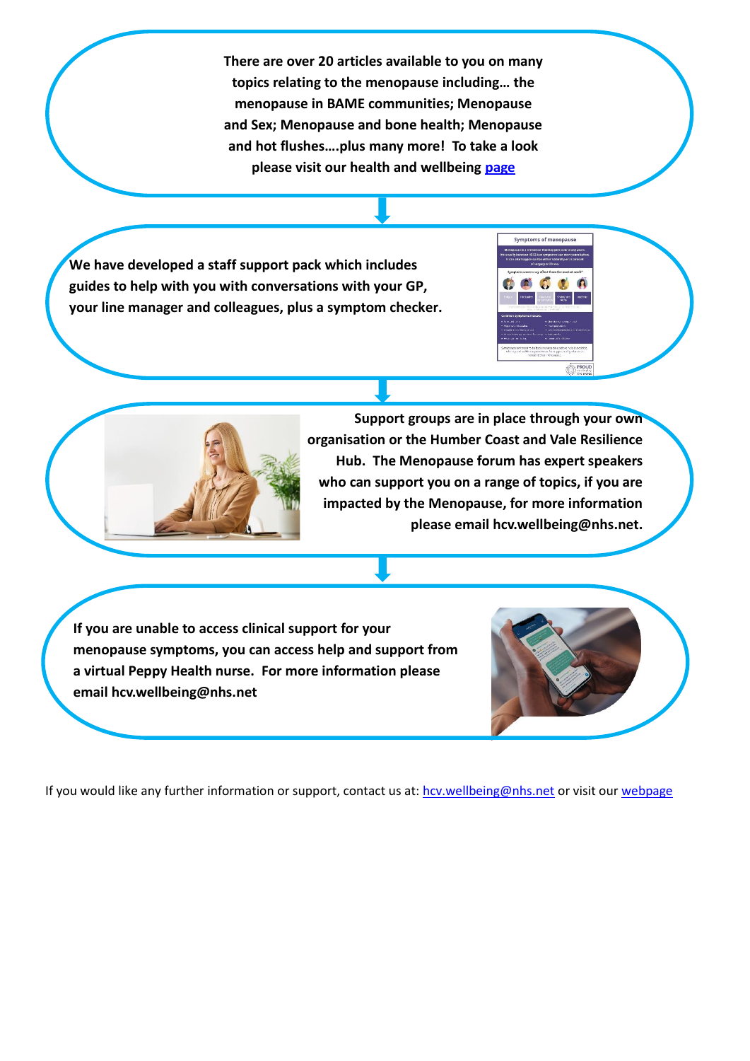**There are over 20 articles available to you on many topics relating to the menopause including… the menopause in BAME communities; Menopause and Sex; Menopause and bone health; Menopause and hot flushes….plus many more! To take a look please visit our health and wellbeing [page]()**

**We have developed a staff support pack which includes guides to help with you with conversations with your GP, your line manager and colleagues, plus a symptom checker.**

**Support groups are in place through your own organisation or the Humber Coast and Vale Resilience Hub. The Menopause forum has expert speakers who can support you on a range of topics, if you are impacted by the Menopause, for more information please email hcv.wellbeing@nhs.net.**

**If you are unable to access clinical support for your menopause symptoms, you can access help and support from a virtual Peppy Health nurse. For more information please email hcv.wellbeing@nhs.net**

If you would like any further information or support, contact us at: [hcv.wellbeing@nhs.net](mailto:hcv.wellbeing@nhs.net) or visit our [webpage]()